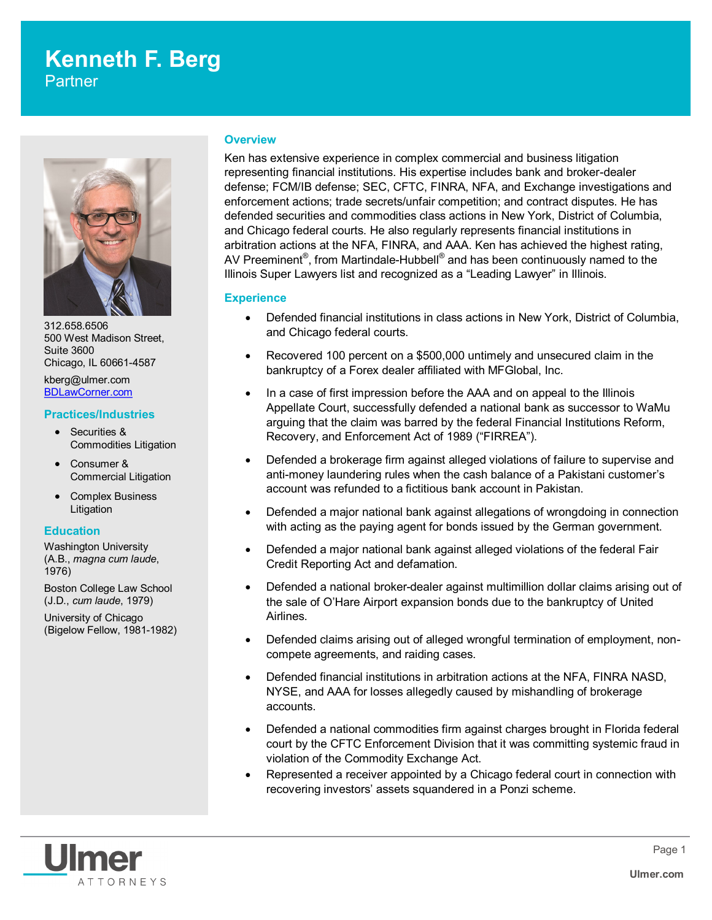# Kenneth F. Berg

Partner

312.658.6506
500 West Madison Street,
Suite 3600
Chicago, IL 60661-4587

kberg@ulmer.com
[BDLawCorner.com](BDLawCorner.com)

## Practices/Industries

- Securities & Commodities Litigation
- Consumer & Commercial Litigation
- Complex Business Litigation

## Education

Washington University (A.B., *magna cum laude*, 1976)

Boston College Law School (J.D., *cum laude*, 1979)

University of Chicago (Bigelow Fellow, 1981-1982)

## Overview

Ken has extensive experience in complex commercial and business litigation representing financial institutions. His expertise includes bank and broker-dealer defense; FCM/IB defense; SEC, CFTC, FINRA, NFA, and Exchange investigations and enforcement actions; trade secrets/unfair competition; and contract disputes. He has defended securities and commodities class actions in New York, District of Columbia, and Chicago federal courts. He also regularly represents financial institutions in arbitration actions at the NFA, FINRA, and AAA. Ken has achieved the highest rating, AV Preeminent®, from Martindale-Hubbell® and has been continuously named to the Illinois Super Lawyers list and recognized as a "Leading Lawyer" in Illinois.

## Experience

- Defended financial institutions in class actions in New York, District of Columbia, and Chicago federal courts.
- Recovered 100 percent on a $500,000 untimely and unsecured claim in the bankruptcy of a Forex dealer affiliated with MFGlobal, Inc.
- In a case of first impression before the AAA and on appeal to the Illinois Appellate Court, successfully defended a national bank as successor to WaMu arguing that the claim was barred by the federal Financial Institutions Reform, Recovery, and Enforcement Act of 1989 ("FIRREA").
- Defended a brokerage firm against alleged violations of failure to supervise and anti-money laundering rules when the cash balance of a Pakistani customer's account was refunded to a fictitious bank account in Pakistan.
- Defended a major national bank against allegations of wrongdoing in connection with acting as the paying agent for bonds issued by the German government.
- Defended a major national bank against alleged violations of the federal Fair Credit Reporting Act and defamation.
- Defended a national broker-dealer against multimillion dollar claims arising out of the sale of O'Hare Airport expansion bonds due to the bankruptcy of United Airlines.
- Defended claims arising out of alleged wrongful termination of employment, non-compete agreements, and raiding cases.
- Defended financial institutions in arbitration actions at the NFA, FINRA NASD, NYSE, and AAA for losses allegedly caused by mishandling of brokerage accounts.
- Defended a national commodities firm against charges brought in Florida federal court by the CFTC Enforcement Division that it was committing systemic fraud in violation of the Commodity Exchange Act.
- Represented a receiver appointed by a Chicago federal court in connection with recovering investors' assets squandered in a Ponzi scheme.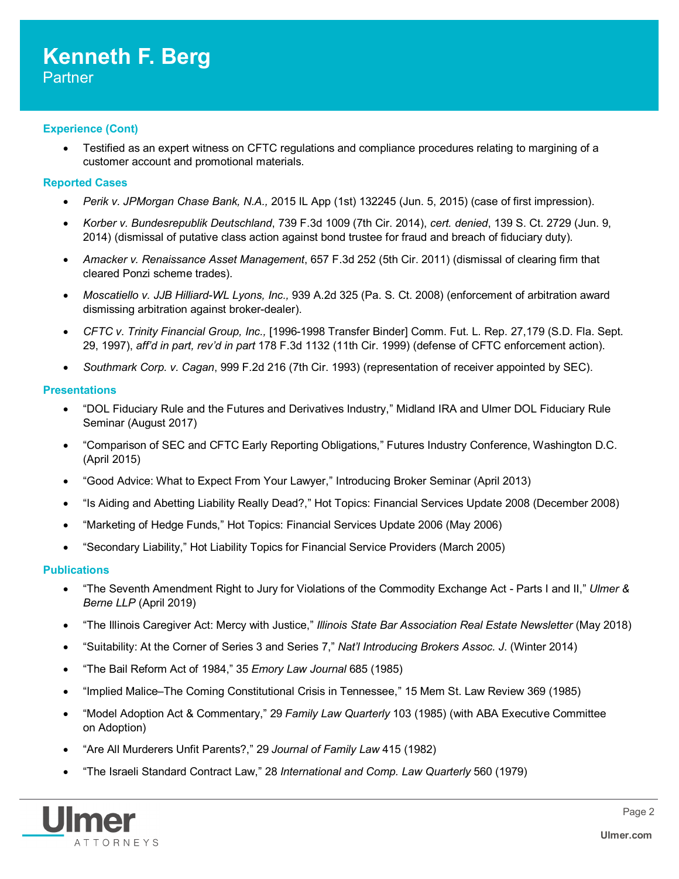# Kenneth F. Berg

Partner

### Experience (Cont)

- Testified as an expert witness on CFTC regulations and compliance procedures relating to margining of a customer account and promotional materials.

### Reported Cases

- *Perik v. JPMorgan Chase Bank, N.A.,* 2015 IL App (1st) 132245 (Jun. 5, 2015) (case of first impression).
- *Korber v. Bundesrepublik Deutschland*, 739 F.3d 1009 (7th Cir. 2014), *cert. denied*, 139 S. Ct. 2729 (Jun. 9, 2014) (dismissal of putative class action against bond trustee for fraud and breach of fiduciary duty).
- *Amacker v. Renaissance Asset Management*, 657 F.3d 252 (5th Cir. 2011) (dismissal of clearing firm that cleared Ponzi scheme trades).
- *Moscatiello v. JJB Hilliard-WL Lyons, Inc.,* 939 A.2d 325 (Pa. S. Ct. 2008) (enforcement of arbitration award dismissing arbitration against broker-dealer).
- *CFTC v. Trinity Financial Group, Inc.,* [1996-1998 Transfer Binder] Comm. Fut. L. Rep. 27,179 (S.D. Fla. Sept. 29, 1997), *aff'd in part, rev'd in part* 178 F.3d 1132 (11th Cir. 1999) (defense of CFTC enforcement action).
- *Southmark Corp. v. Cagan*, 999 F.2d 216 (7th Cir. 1993) (representation of receiver appointed by SEC).

### Presentations

- "DOL Fiduciary Rule and the Futures and Derivatives Industry," Midland IRA and Ulmer DOL Fiduciary Rule Seminar (August 2017)
- "Comparison of SEC and CFTC Early Reporting Obligations," Futures Industry Conference, Washington D.C. (April 2015)
- "Good Advice: What to Expect From Your Lawyer," Introducing Broker Seminar (April 2013)
- "Is Aiding and Abetting Liability Really Dead?," Hot Topics: Financial Services Update 2008 (December 2008)
- "Marketing of Hedge Funds," Hot Topics: Financial Services Update 2006 (May 2006)
- "Secondary Liability," Hot Liability Topics for Financial Service Providers (March 2005)

### Publications

- "The Seventh Amendment Right to Jury for Violations of the Commodity Exchange Act - Parts I and II," *Ulmer & Berne LLP* (April 2019)
- "The Illinois Caregiver Act: Mercy with Justice," *Illinois State Bar Association Real Estate Newsletter* (May 2018)
- "Suitability: At the Corner of Series 3 and Series 7," *Nat'l Introducing Brokers Assoc. J.* (Winter 2014)
- "The Bail Reform Act of 1984," 35 *Emory Law Journal* 685 (1985)
- "Implied Malice–The Coming Constitutional Crisis in Tennessee," 15 Mem St. Law Review 369 (1985)
- "Model Adoption Act & Commentary," 29 *Family Law Quarterly* 103 (1985) (with ABA Executive Committee on Adoption)
- "Are All Murderers Unfit Parents?," 29 *Journal of Family Law* 415 (1982)
- "The Israeli Standard Contract Law," 28 *International and Comp. Law Quarterly* 560 (1979)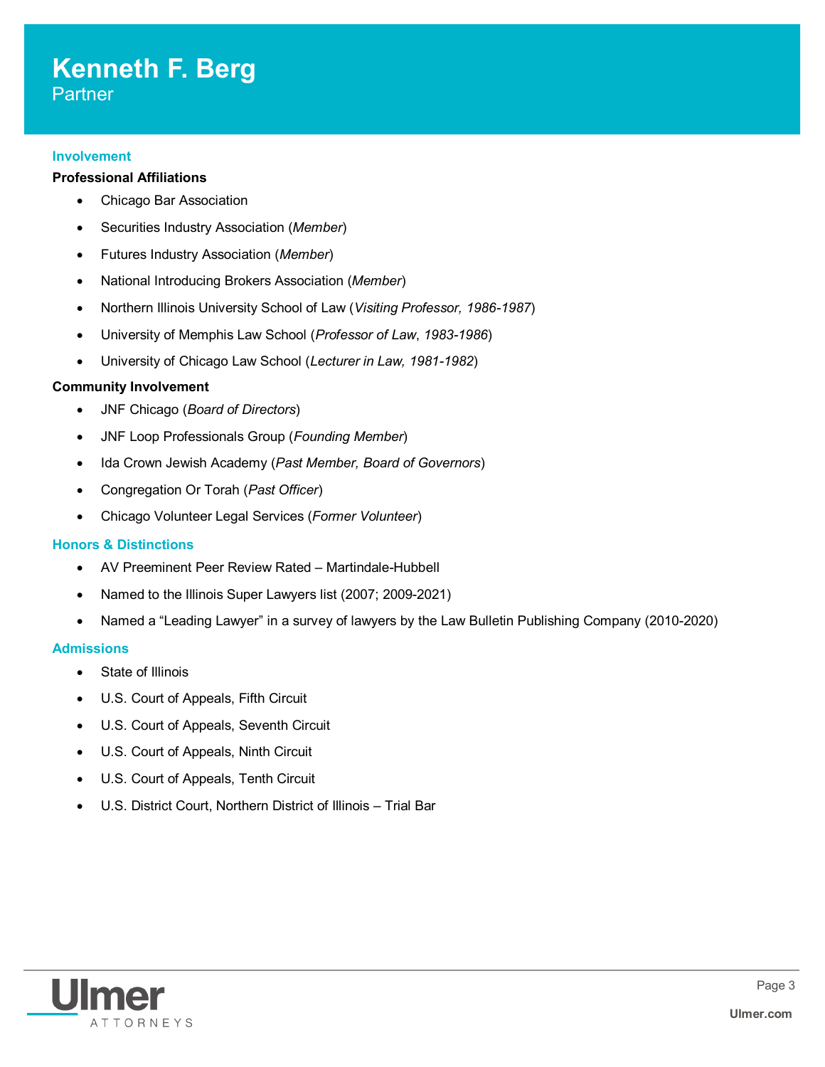# Kenneth F. Berg

Partner

## Involvement

### Professional Affiliations

- Chicago Bar Association
- Securities Industry Association (*Member*)
- Futures Industry Association (*Member*)
- National Introducing Brokers Association (*Member*)
- Northern Illinois University School of Law (*Visiting Professor, 1986-1987*)
- University of Memphis Law School (*Professor of Law, 1983-1986*)
- University of Chicago Law School (*Lecturer in Law, 1981-1982*)

### Community Involvement

- JNF Chicago (*Board of Directors*)
- JNF Loop Professionals Group (*Founding Member*)
- Ida Crown Jewish Academy (*Past Member, Board of Governors*)
- Congregation Or Torah (*Past Officer*)
- Chicago Volunteer Legal Services (*Former Volunteer*)

## Honors & Distinctions

- AV Preeminent Peer Review Rated – Martindale-Hubbell
- Named to the Illinois Super Lawyers list (2007; 2009-2021)
- Named a "Leading Lawyer" in a survey of lawyers by the Law Bulletin Publishing Company (2010-2020)

## Admissions

- State of Illinois
- U.S. Court of Appeals, Fifth Circuit
- U.S. Court of Appeals, Seventh Circuit
- U.S. Court of Appeals, Ninth Circuit
- U.S. Court of Appeals, Tenth Circuit
- U.S. District Court, Northern District of Illinois – Trial Bar